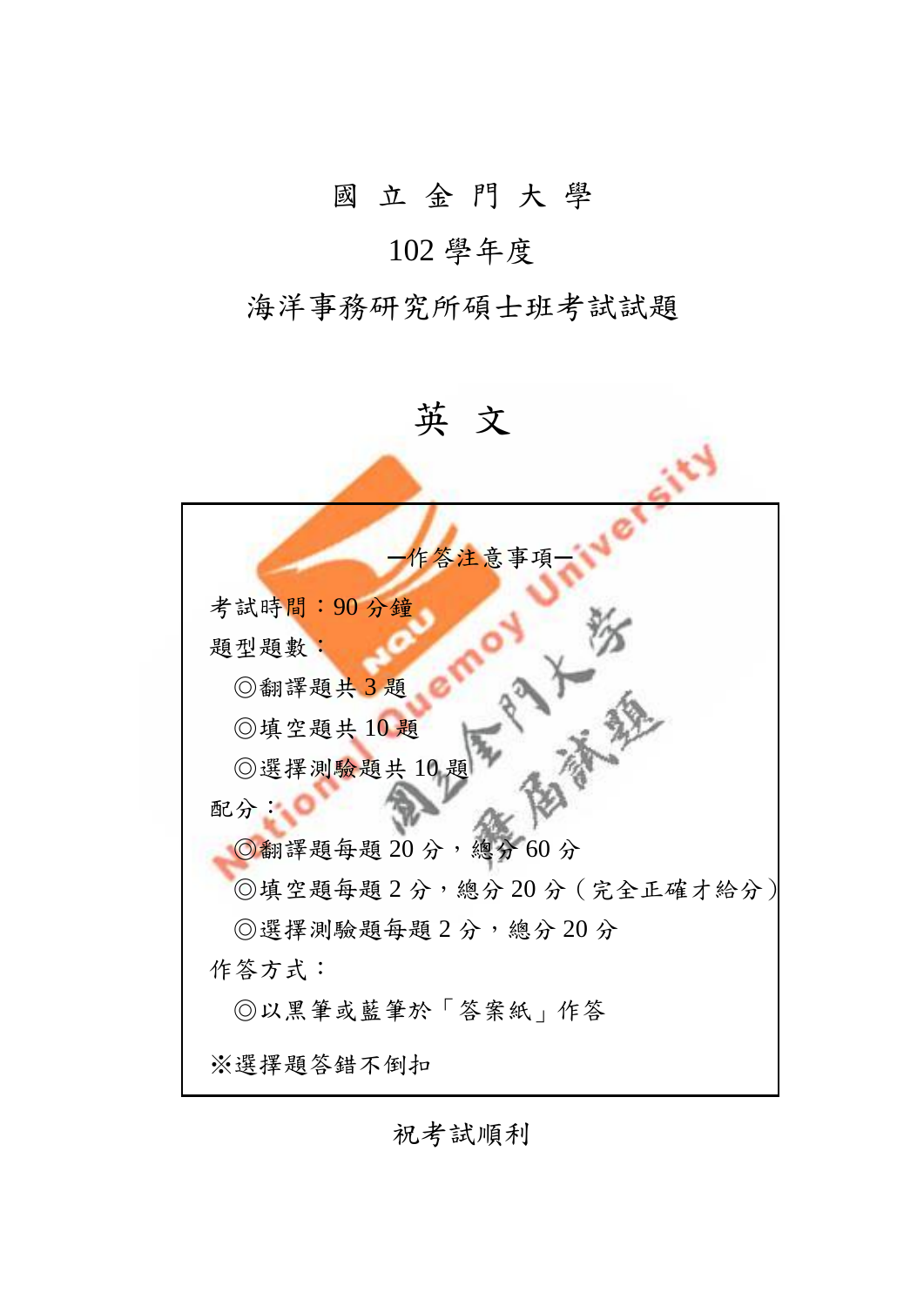# 國 立 金 門 大 學

## 102 學年度

## 海洋事務研究所碩士班考試試題

# 英 文

**—作答注意事項—**

考試時間：90 分鐘

題型題數：

◎翻譯題共 3 題

◎填空題共 10 題

◎選擇測驗題共 10 題

配分：

◎翻譯題每題 20 分，總分 60 分

◎填空題每題 2 分，總分 20 分（完全正確才給分）

◎選擇測驗題每題 2 分，總分 20 分

作答方式：

◎以黑筆或藍筆於「答案紙」作答

※選擇題答錯不倒扣

祝考試順利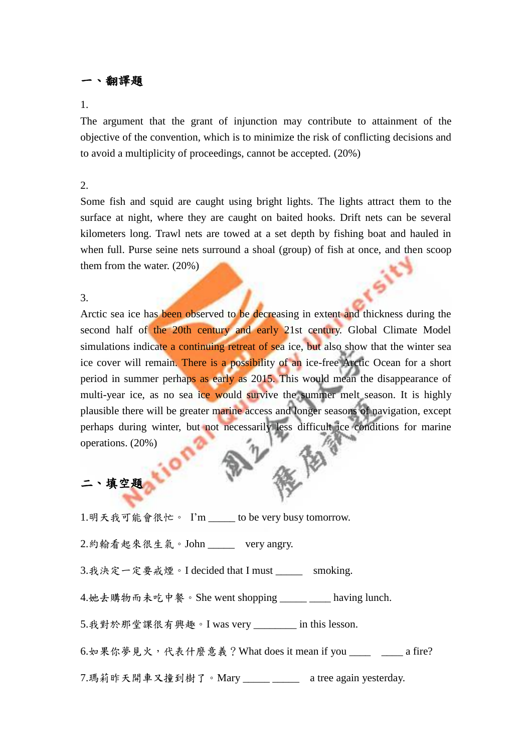## 一、翻譯題

1.

The argument that the grant of injunction may contribute to attainment of the objective of the convention, which is to minimize the risk of conflicting decisions and to avoid a multiplicity of proceedings, cannot be accepted. (20%)

2.

Some fish and squid are caught using bright lights. The lights attract them to the surface at night, where they are caught on baited hooks. Drift nets can be several kilometers long. Trawl nets are towed at a set depth by fishing boat and hauled in when full. Purse seine nets surround a shoal (group) of fish at once, and then scoop them from the water. (20%)

3.

Arctic sea ice has been observed to be decreasing in extent and thickness during the second half of the 20th century and early 21st century. Global Climate Model simulations indicate a continuing retreat of sea ice, but also show that the winter sea ice cover will remain. There is a possibility of an ice-free Arctic Ocean for a short period in summer perhaps as early as 2015. This would mean the disappearance of multi-year ice, as no sea ice would survive the summer melt season. It is highly plausible there will be greater marine access and longer seasons of navigation, except perhaps during winter, but not necessarily less difficult ice conditions for marine operations. (20%)

## 二、填空題

1.明天我可能會很忙。 I'm _____ to be very busy tomorrow.

2.約翰看起來很生氣。John _____ very angry.

3.我決定一定要戒煙。I decided that I must _____ smoking.

4.她去購物而未吃中餐。She went shopping _____ ____ having lunch.

5.我對於那堂課很有興趣。I was very ________ in this lesson.

6.如果你夢見火，代表什麼意義？What does it mean if you ____ ____ a fire?

7.瑪莉昨天開車又撞到樹了。Mary _____ _____ a tree again yesterday.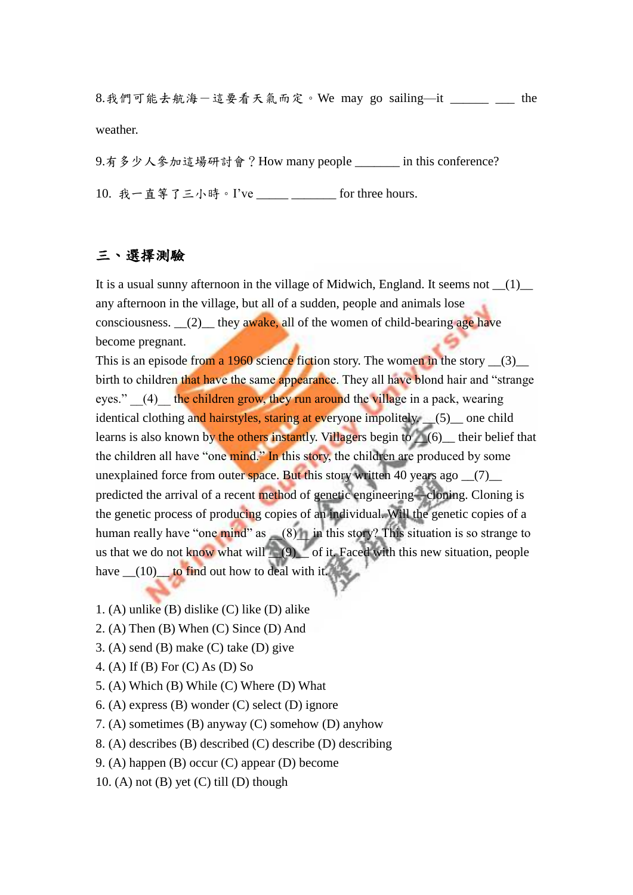8.我們可能去航海—這要看天氣而定。We may go sailing—it ______ ___ the weather.

9.有多少人參加這場研討會？How many people _______ in this conference?

10. 我一直等了三小時。I've _____ _______ for three hours.

## 三、選擇測驗

It is a usual sunny afternoon in the village of Midwich, England. It seems not __(1)__ any afternoon in the village, but all of a sudden, people and animals lose consciousness. __(2)__ they awake, all of the women of child-bearing age have become pregnant.

This is an episode from a 1960 science fiction story. The women in the story __(3)__ birth to children that have the same appearance. They all have blond hair and "strange eyes." __(4)__ the children grow, they run around the village in a pack, wearing identical clothing and hairstyles, staring at everyone impolitely. __(5)__ one child learns is also known by the others instantly. Villagers begin to __(6)__ their belief that the children all have "one mind." In this story, the children are produced by some unexplained force from outer space. But this story written 40 years ago __(7)__ predicted the arrival of a recent method of genetic engineering—cloning. Cloning is the genetic process of producing copies of an individual. Will the genetic copies of a human really have "one mind" as __(8)__ in this story? This situation is so strange to us that we do not know what will __(9)__ of it. Faced with this new situation, people have __(10)__ to find out how to deal with it.

1. (A) unlike (B) dislike (C) like (D) alike
2. (A) Then (B) When (C) Since (D) And
3. (A) send (B) make (C) take (D) give
4. (A) If (B) For (C) As (D) So
5. (A) Which (B) While (C) Where (D) What
6. (A) express (B) wonder (C) select (D) ignore
7. (A) sometimes (B) anyway (C) somehow (D) anyhow
8. (A) describes (B) described (C) describe (D) describing
9. (A) happen (B) occur (C) appear (D) become
10. (A) not (B) yet (C) till (D) though